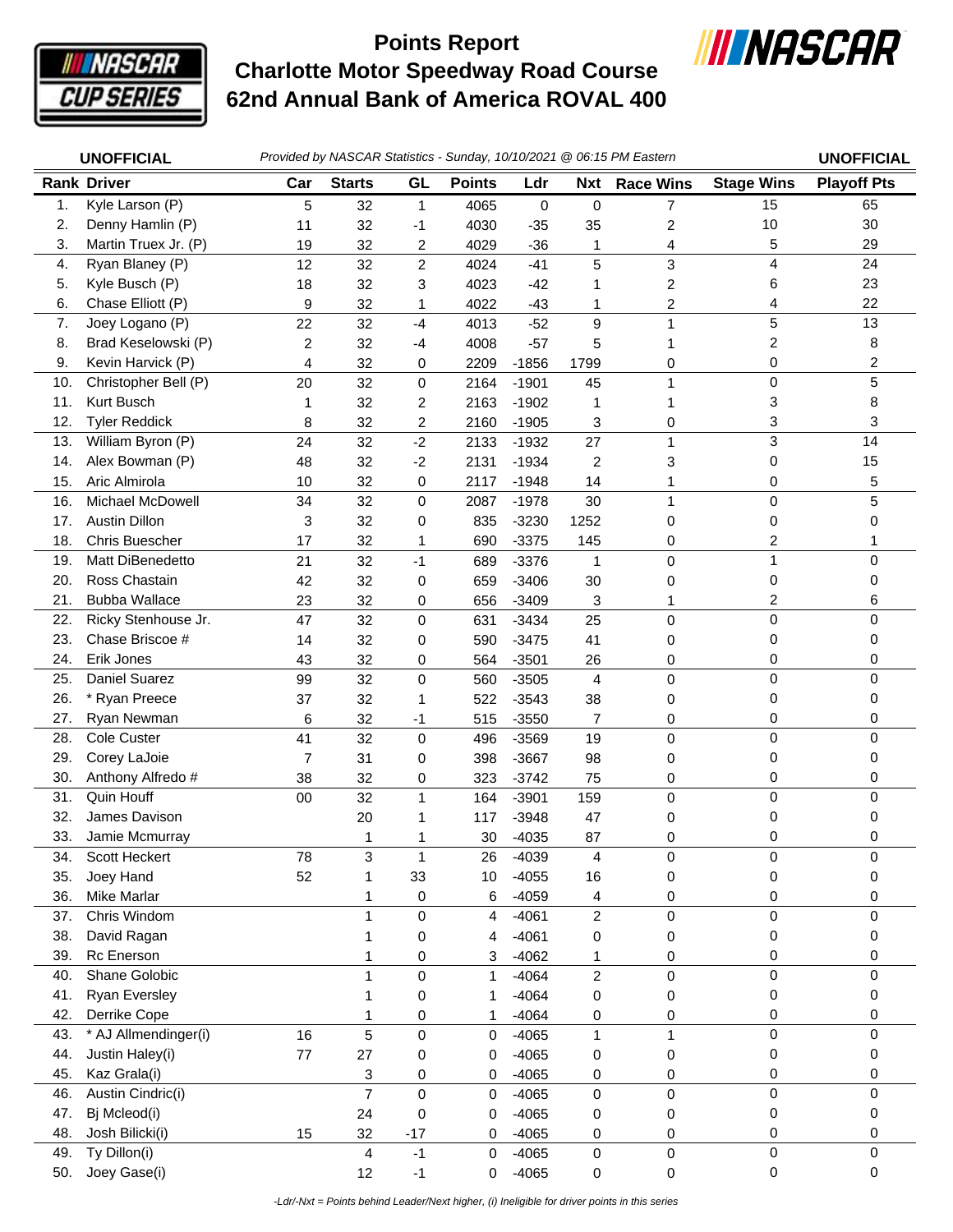# Points Report
## Charlotte Motor Speedway Road Course
## 62nd Annual Bank of America ROVAL 400

**UNOFFICIAL** *Provided by NASCAR Statistics - Sunday, 10/10/2021 @ 06:15 PM Eastern* **UNOFFICIAL**

| Rank | Driver | Car | Starts | GL | Points | Ldr | Nxt | Race Wins | Stage Wins | Playoff Pts |
|---|---|---|---|---|---|---|---|---|---|---|
| 1. | Kyle Larson (P) | 5 | 32 | 1 | 4065 | 0 | 0 | 7 | 15 | 65 |
| 2. | Denny Hamlin (P) | 11 | 32 | -1 | 4030 | -35 | 35 | 2 | 10 | 30 |
| 3. | Martin Truex Jr. (P) | 19 | 32 | 2 | 4029 | -36 | 1 | 4 | 5 | 29 |
| 4. | Ryan Blaney (P) | 12 | 32 | 2 | 4024 | -41 | 5 | 3 | 4 | 24 |
| 5. | Kyle Busch (P) | 18 | 32 | 3 | 4023 | -42 | 1 | 2 | 6 | 23 |
| 6. | Chase Elliott (P) | 9 | 32 | 1 | 4022 | -43 | 1 | 2 | 4 | 22 |
| 7. | Joey Logano (P) | 22 | 32 | -4 | 4013 | -52 | 9 | 1 | 5 | 13 |
| 8. | Brad Keselowski (P) | 2 | 32 | -4 | 4008 | -57 | 5 | 1 | 2 | 8 |
| 9. | Kevin Harvick (P) | 4 | 32 | 0 | 2209 | -1856 | 1799 | 0 | 0 | 2 |
| 10. | Christopher Bell (P) | 20 | 32 | 0 | 2164 | -1901 | 45 | 1 | 0 | 5 |
| 11. | Kurt Busch | 1 | 32 | 2 | 2163 | -1902 | 1 | 1 | 3 | 8 |
| 12. | Tyler Reddick | 8 | 32 | 2 | 2160 | -1905 | 3 | 0 | 3 | 3 |
| 13. | William Byron (P) | 24 | 32 | -2 | 2133 | -1932 | 27 | 1 | 3 | 14 |
| 14. | Alex Bowman (P) | 48 | 32 | -2 | 2131 | -1934 | 2 | 3 | 0 | 15 |
| 15. | Aric Almirola | 10 | 32 | 0 | 2117 | -1948 | 14 | 1 | 0 | 5 |
| 16. | Michael McDowell | 34 | 32 | 0 | 2087 | -1978 | 30 | 1 | 0 | 5 |
| 17. | Austin Dillon | 3 | 32 | 0 | 835 | -3230 | 1252 | 0 | 0 | 0 |
| 18. | Chris Buescher | 17 | 32 | 1 | 690 | -3375 | 145 | 0 | 2 | 1 |
| 19. | Matt DiBenedetto | 21 | 32 | -1 | 689 | -3376 | 1 | 0 | 1 | 0 |
| 20. | Ross Chastain | 42 | 32 | 0 | 659 | -3406 | 30 | 0 | 0 | 0 |
| 21. | Bubba Wallace | 23 | 32 | 0 | 656 | -3409 | 3 | 1 | 2 | 6 |
| 22. | Ricky Stenhouse Jr. | 47 | 32 | 0 | 631 | -3434 | 25 | 0 | 0 | 0 |
| 23. | Chase Briscoe # | 14 | 32 | 0 | 590 | -3475 | 41 | 0 | 0 | 0 |
| 24. | Erik Jones | 43 | 32 | 0 | 564 | -3501 | 26 | 0 | 0 | 0 |
| 25. | Daniel Suarez | 99 | 32 | 0 | 560 | -3505 | 4 | 0 | 0 | 0 |
| 26. | * Ryan Preece | 37 | 32 | 1 | 522 | -3543 | 38 | 0 | 0 | 0 |
| 27. | Ryan Newman | 6 | 32 | -1 | 515 | -3550 | 7 | 0 | 0 | 0 |
| 28. | Cole Custer | 41 | 32 | 0 | 496 | -3569 | 19 | 0 | 0 | 0 |
| 29. | Corey LaJoie | 7 | 31 | 0 | 398 | -3667 | 98 | 0 | 0 | 0 |
| 30. | Anthony Alfredo # | 38 | 32 | 0 | 323 | -3742 | 75 | 0 | 0 | 0 |
| 31. | Quin Houff | 00 | 32 | 1 | 164 | -3901 | 159 | 0 | 0 | 0 |
| 32. | James Davison | | 20 | 1 | 117 | -3948 | 47 | 0 | 0 | 0 |
| 33. | Jamie Mcmurray | | 1 | 1 | 30 | -4035 | 87 | 0 | 0 | 0 |
| 34. | Scott Heckert | 78 | 3 | 1 | 26 | -4039 | 4 | 0 | 0 | 0 |
| 35. | Joey Hand | 52 | 1 | 33 | 10 | -4055 | 16 | 0 | 0 | 0 |
| 36. | Mike Marlar | | 1 | 0 | 6 | -4059 | 4 | 0 | 0 | 0 |
| 37. | Chris Windom | | 1 | 0 | 4 | -4061 | 2 | 0 | 0 | 0 |
| 38. | David Ragan | | 1 | 0 | 4 | -4061 | 0 | 0 | 0 | 0 |
| 39. | Rc Enerson | | 1 | 0 | 3 | -4062 | 1 | 0 | 0 | 0 |
| 40. | Shane Golobic | | 1 | 0 | 1 | -4064 | 2 | 0 | 0 | 0 |
| 41. | Ryan Eversley | | 1 | 0 | 1 | -4064 | 0 | 0 | 0 | 0 |
| 42. | Derrike Cope | | 1 | 0 | 1 | -4064 | 0 | 0 | 0 | 0 |
| 43. | * AJ Allmendinger(i) | 16 | 5 | 0 | 0 | -4065 | 1 | 1 | 0 | 0 |
| 44. | Justin Haley(i) | 77 | 27 | 0 | 0 | -4065 | 0 | 0 | 0 | 0 |
| 45. | Kaz Grala(i) | | 3 | 0 | 0 | -4065 | 0 | 0 | 0 | 0 |
| 46. | Austin Cindric(i) | | 7 | 0 | 0 | -4065 | 0 | 0 | 0 | 0 |
| 47. | Bj Mcleod(i) | | 24 | 0 | 0 | -4065 | 0 | 0 | 0 | 0 |
| 48. | Josh Bilicki(i) | 15 | 32 | -17 | 0 | -4065 | 0 | 0 | 0 | 0 |
| 49. | Ty Dillon(i) | | 4 | -1 | 0 | -4065 | 0 | 0 | 0 | 0 |
| 50. | Joey Gase(i) | | 12 | -1 | 0 | -4065 | 0 | 0 | 0 | 0 |

*-Ldr/-Nxt = Points behind Leader/Next higher, (i) Ineligible for driver points in this series*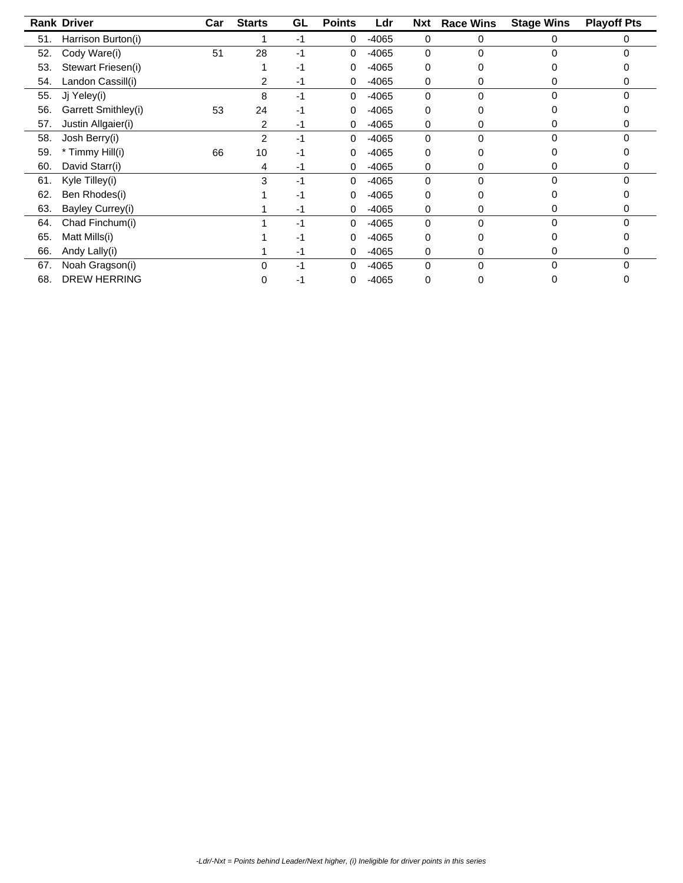| Rank | Driver | Car | Starts | GL | Points | Ldr | Nxt | Race Wins | Stage Wins | Playoff Pts |
|---|---|---|---|---|---|---|---|---|---|---|
| 51. | Harrison Burton(i) | | 1 | -1 | 0 | -4065 | 0 | 0 | 0 | 0 |
| 52. | Cody Ware(i) | 51 | 28 | -1 | 0 | -4065 | 0 | 0 | 0 | 0 |
| 53. | Stewart Friesen(i) | | 1 | -1 | 0 | -4065 | 0 | 0 | 0 | 0 |
| 54. | Landon Cassill(i) | | 2 | -1 | 0 | -4065 | 0 | 0 | 0 | 0 |
| 55. | Jj Yeley(i) | | 8 | -1 | 0 | -4065 | 0 | 0 | 0 | 0 |
| 56. | Garrett Smithley(i) | 53 | 24 | -1 | 0 | -4065 | 0 | 0 | 0 | 0 |
| 57. | Justin Allgaier(i) | | 2 | -1 | 0 | -4065 | 0 | 0 | 0 | 0 |
| 58. | Josh Berry(i) | | 2 | -1 | 0 | -4065 | 0 | 0 | 0 | 0 |
| 59. | * Timmy Hill(i) | 66 | 10 | -1 | 0 | -4065 | 0 | 0 | 0 | 0 |
| 60. | David Starr(i) | | 4 | -1 | 0 | -4065 | 0 | 0 | 0 | 0 |
| 61. | Kyle Tilley(i) | | 3 | -1 | 0 | -4065 | 0 | 0 | 0 | 0 |
| 62. | Ben Rhodes(i) | | 1 | -1 | 0 | -4065 | 0 | 0 | 0 | 0 |
| 63. | Bayley Currey(i) | | 1 | -1 | 0 | -4065 | 0 | 0 | 0 | 0 |
| 64. | Chad Finchum(i) | | 1 | -1 | 0 | -4065 | 0 | 0 | 0 | 0 |
| 65. | Matt Mills(i) | | 1 | -1 | 0 | -4065 | 0 | 0 | 0 | 0 |
| 66. | Andy Lally(i) | | 1 | -1 | 0 | -4065 | 0 | 0 | 0 | 0 |
| 67. | Noah Gragson(i) | | 0 | -1 | 0 | -4065 | 0 | 0 | 0 | 0 |
| 68. | DREW HERRING | | 0 | -1 | 0 | -4065 | 0 | 0 | 0 | 0 |

*-Ldr/-Nxt = Points behind Leader/Next higher, (i) Ineligible for driver points in this series*